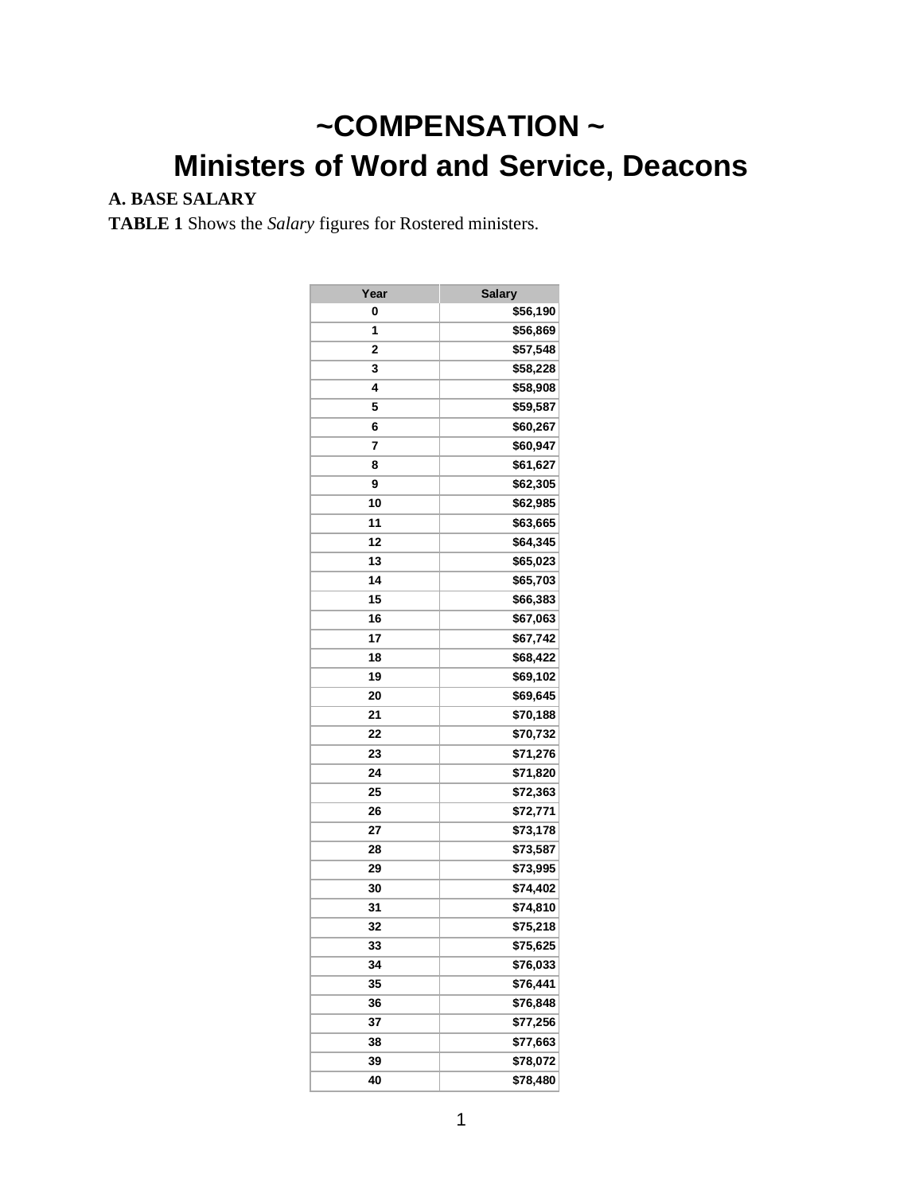# ~COMPENSATION ~

# Ministers of Word and Service, Deacons

**A. BASE SALARY**

**TABLE 1** Shows the *Salary* figures for Rostered ministers.

| Year | Salary |
|---|---|
| 0 | $56,190 |
| 1 | $56,869 |
| 2 | $57,548 |
| 3 | $58,228 |
| 4 | $58,908 |
| 5 | $59,587 |
| 6 | $60,267 |
| 7 | $60,947 |
| 8 | $61,627 |
| 9 | $62,305 |
| 10 | $62,985 |
| 11 | $63,665 |
| 12 | $64,345 |
| 13 | $65,023 |
| 14 | $65,703 |
| 15 | $66,383 |
| 16 | $67,063 |
| 17 | $67,742 |
| 18 | $68,422 |
| 19 | $69,102 |
| 20 | $69,645 |
| 21 | $70,188 |
| 22 | $70,732 |
| 23 | $71,276 |
| 24 | $71,820 |
| 25 | $72,363 |
| 26 | $72,771 |
| 27 | $73,178 |
| 28 | $73,587 |
| 29 | $73,995 |
| 30 | $74,402 |
| 31 | $74,810 |
| 32 | $75,218 |
| 33 | $75,625 |
| 34 | $76,033 |
| 35 | $76,441 |
| 36 | $76,848 |
| 37 | $77,256 |
| 38 | $77,663 |
| 39 | $78,072 |
| 40 | $78,480 |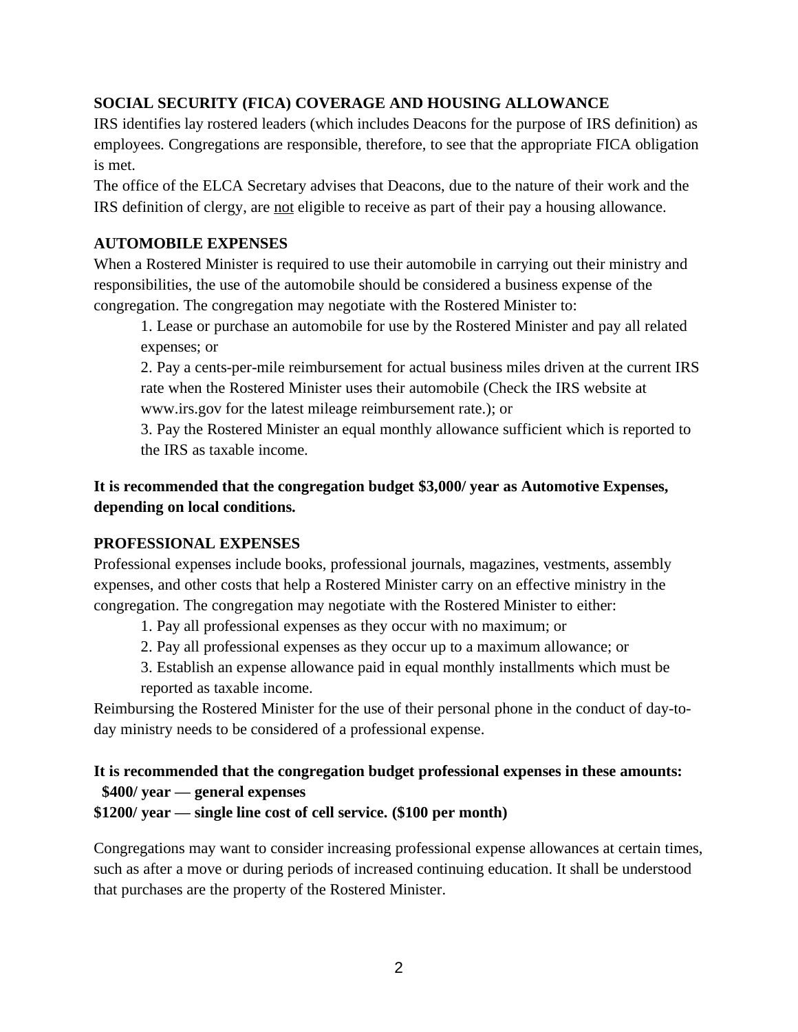## SOCIAL SECURITY (FICA) COVERAGE AND HOUSING ALLOWANCE

IRS identifies lay rostered leaders (which includes Deacons for the purpose of IRS definition) as employees. Congregations are responsible, therefore, to see that the appropriate FICA obligation is met.

The office of the ELCA Secretary advises that Deacons, due to the nature of their work and the IRS definition of clergy, are <u>not</u> eligible to receive as part of their pay a housing allowance.

## AUTOMOBILE EXPENSES

When a Rostered Minister is required to use their automobile in carrying out their ministry and responsibilities, the use of the automobile should be considered a business expense of the congregation. The congregation may negotiate with the Rostered Minister to:

1. Lease or purchase an automobile for use by the Rostered Minister and pay all related expenses; or
2. Pay a cents-per-mile reimbursement for actual business miles driven at the current IRS rate when the Rostered Minister uses their automobile (Check the IRS website at www.irs.gov for the latest mileage reimbursement rate.); or
3. Pay the Rostered Minister an equal monthly allowance sufficient which is reported to the IRS as taxable income.

**It is recommended that the congregation budget $3,000/ year as Automotive Expenses, depending on local conditions.**

## PROFESSIONAL EXPENSES

Professional expenses include books, professional journals, magazines, vestments, assembly expenses, and other costs that help a Rostered Minister carry on an effective ministry in the congregation. The congregation may negotiate with the Rostered Minister to either:

1. Pay all professional expenses as they occur with no maximum; or
2. Pay all professional expenses as they occur up to a maximum allowance; or
3. Establish an expense allowance paid in equal monthly installments which must be reported as taxable income.

Reimbursing the Rostered Minister for the use of their personal phone in the conduct of day-to-day ministry needs to be considered of a professional expense.

**It is recommended that the congregation budget professional expenses in these amounts:**
**$400/ year — general expenses**
**$1200/ year — single line cost of cell service. ($100 per month)**

Congregations may want to consider increasing professional expense allowances at certain times, such as after a move or during periods of increased continuing education. It shall be understood that purchases are the property of the Rostered Minister.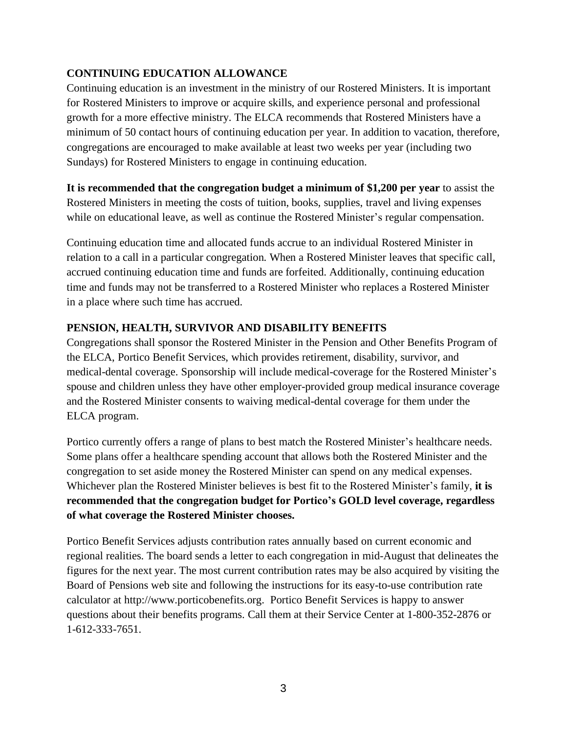## CONTINUING EDUCATION ALLOWANCE

Continuing education is an investment in the ministry of our Rostered Ministers. It is important for Rostered Ministers to improve or acquire skills, and experience personal and professional growth for a more effective ministry. The ELCA recommends that Rostered Ministers have a minimum of 50 contact hours of continuing education per year. In addition to vacation, therefore, congregations are encouraged to make available at least two weeks per year (including two Sundays) for Rostered Ministers to engage in continuing education.

**It is recommended that the congregation budget a minimum of $1,200 per year** to assist the Rostered Ministers in meeting the costs of tuition, books, supplies, travel and living expenses while on educational leave, as well as continue the Rostered Minister's regular compensation.

Continuing education time and allocated funds accrue to an individual Rostered Minister in relation to a call in a particular congregation. When a Rostered Minister leaves that specific call, accrued continuing education time and funds are forfeited. Additionally, continuing education time and funds may not be transferred to a Rostered Minister who replaces a Rostered Minister in a place where such time has accrued.

## PENSION, HEALTH, SURVIVOR AND DISABILITY BENEFITS

Congregations shall sponsor the Rostered Minister in the Pension and Other Benefits Program of the ELCA, Portico Benefit Services, which provides retirement, disability, survivor, and medical-dental coverage. Sponsorship will include medical-coverage for the Rostered Minister's spouse and children unless they have other employer-provided group medical insurance coverage and the Rostered Minister consents to waiving medical-dental coverage for them under the ELCA program.

Portico currently offers a range of plans to best match the Rostered Minister's healthcare needs. Some plans offer a healthcare spending account that allows both the Rostered Minister and the congregation to set aside money the Rostered Minister can spend on any medical expenses. Whichever plan the Rostered Minister believes is best fit to the Rostered Minister's family, **it is recommended that the congregation budget for Portico's GOLD level coverage, regardless of what coverage the Rostered Minister chooses.**

Portico Benefit Services adjusts contribution rates annually based on current economic and regional realities. The board sends a letter to each congregation in mid-August that delineates the figures for the next year. The most current contribution rates may be also acquired by visiting the Board of Pensions web site and following the instructions for its easy-to-use contribution rate calculator at http://www.porticobenefits.org. Portico Benefit Services is happy to answer questions about their benefits programs. Call them at their Service Center at 1-800-352-2876 or 1-612-333-7651.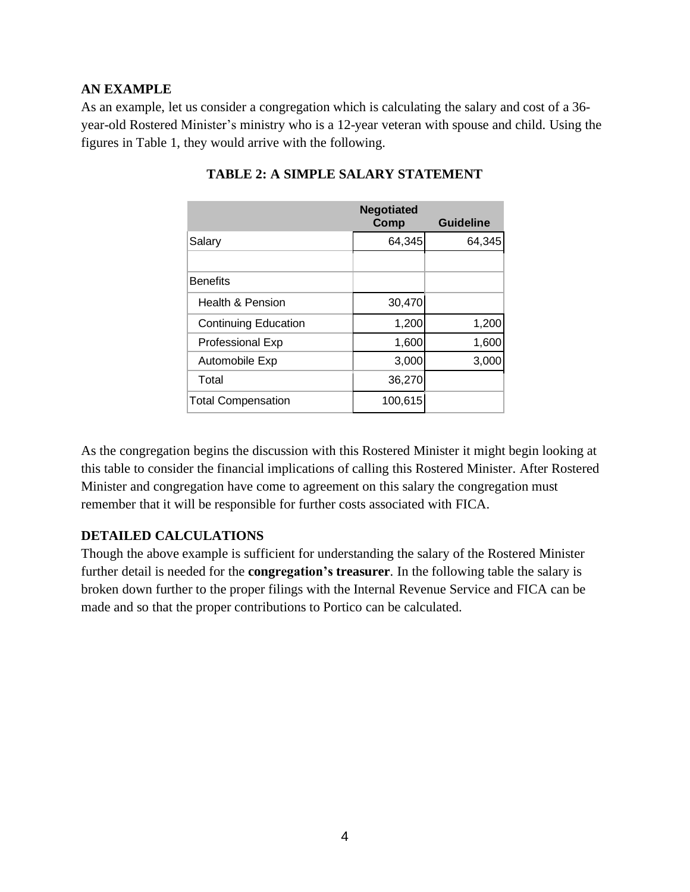## AN EXAMPLE

As an example, let us consider a congregation which is calculating the salary and cost of a 36-year-old Rostered Minister's ministry who is a 12-year veteran with spouse and child. Using the figures in Table 1, they would arrive with the following.

### TABLE 2: A SIMPLE SALARY STATEMENT

| | Negotiated Comp | Guideline |
|---|---|---|
| Salary | 64,345 | 64,345 |
| | | |
| Benefits | | |
| Health & Pension | 30,470 | |
| Continuing Education | 1,200 | 1,200 |
| Professional Exp | 1,600 | 1,600 |
| Automobile Exp | 3,000 | 3,000 |
| Total | 36,270 | |
| Total Compensation | 100,615 | |

As the congregation begins the discussion with this Rostered Minister it might begin looking at this table to consider the financial implications of calling this Rostered Minister. After Rostered Minister and congregation have come to agreement on this salary the congregation must remember that it will be responsible for further costs associated with FICA.

## DETAILED CALCULATIONS

Though the above example is sufficient for understanding the salary of the Rostered Minister further detail is needed for the **congregation's treasurer**. In the following table the salary is broken down further to the proper filings with the Internal Revenue Service and FICA can be made and so that the proper contributions to Portico can be calculated.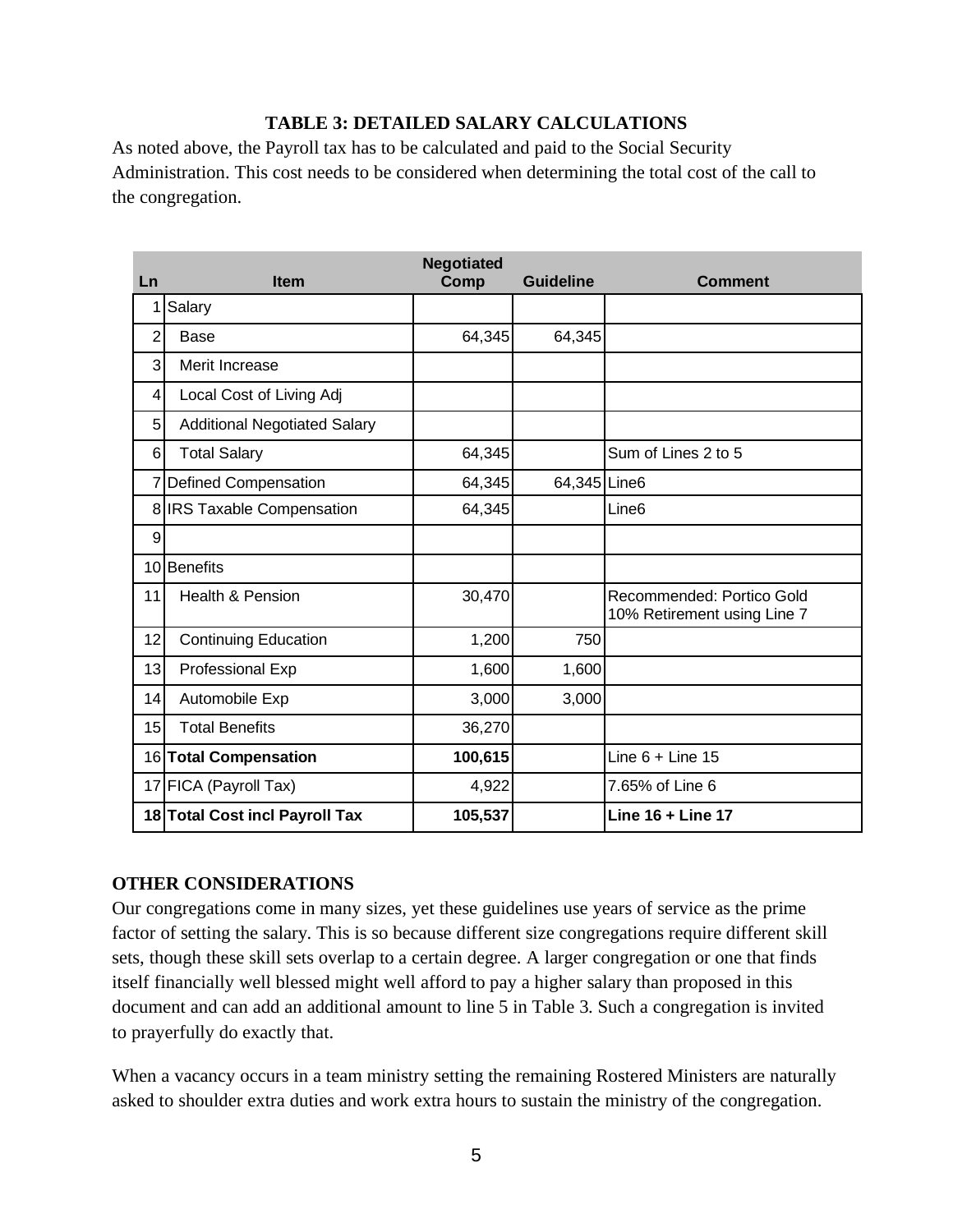### TABLE 3: DETAILED SALARY CALCULATIONS

As noted above, the Payroll tax has to be calculated and paid to the Social Security Administration. This cost needs to be considered when determining the total cost of the call to the congregation.

| Ln | Item | Negotiated Comp | Guideline | Comment |
|---|---|---|---|---|
| 1 | Salary | | | |
| 2 | Base | 64,345 | 64,345 | |
| 3 | Merit Increase | | | |
| 4 | Local Cost of Living Adj | | | |
| 5 | Additional Negotiated Salary | | | |
| 6 | Total Salary | 64,345 | | Sum of Lines 2 to 5 |
| 7 | Defined Compensation | 64,345 | 64,345 | Line6 |
| 8 | IRS Taxable Compensation | 64,345 | | Line6 |
| 9 | | | | |
| 10 | Benefits | | | |
| 11 | Health & Pension | 30,470 | | Recommended: Portico Gold 10% Retirement using Line 7 |
| 12 | Continuing Education | 1,200 | 750 | |
| 13 | Professional Exp | 1,600 | 1,600 | |
| 14 | Automobile Exp | 3,000 | 3,000 | |
| 15 | Total Benefits | 36,270 | | |
| 16 | **Total Compensation** | **100,615** | | Line 6 + Line 15 |
| 17 | FICA (Payroll Tax) | 4,922 | | 7.65% of Line 6 |
| 18 | **Total Cost incl Payroll Tax** | **105,537** | | **Line 16 + Line 17** |

### OTHER CONSIDERATIONS

Our congregations come in many sizes, yet these guidelines use years of service as the prime factor of setting the salary. This is so because different size congregations require different skill sets, though these skill sets overlap to a certain degree. A larger congregation or one that finds itself financially well blessed might well afford to pay a higher salary than proposed in this document and can add an additional amount to line 5 in Table 3. Such a congregation is invited to prayerfully do exactly that.

When a vacancy occurs in a team ministry setting the remaining Rostered Ministers are naturally asked to shoulder extra duties and work extra hours to sustain the ministry of the congregation.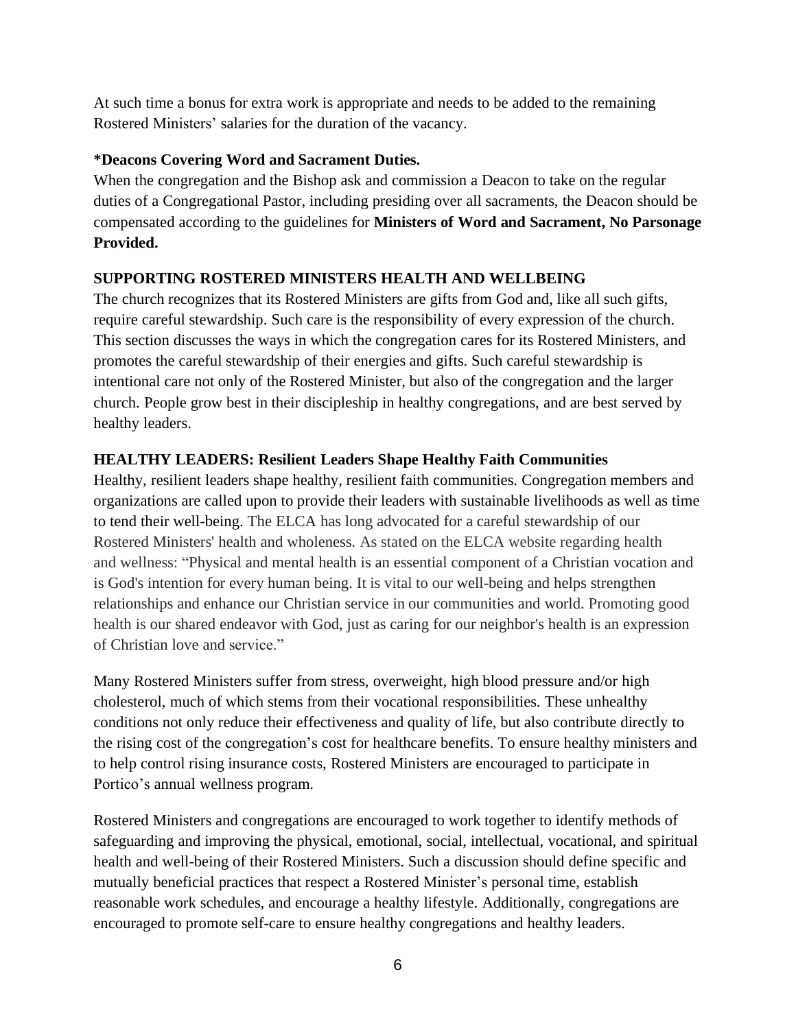At such time a bonus for extra work is appropriate and needs to be added to the remaining Rostered Ministers' salaries for the duration of the vacancy.

**\*Deacons Covering Word and Sacrament Duties.**

When the congregation and the Bishop ask and commission a Deacon to take on the regular duties of a Congregational Pastor, including presiding over all sacraments, the Deacon should be compensated according to the guidelines for **Ministers of Word and Sacrament, No Parsonage Provided.**

## SUPPORTING ROSTERED MINISTERS HEALTH AND WELLBEING

The church recognizes that its Rostered Ministers are gifts from God and, like all such gifts, require careful stewardship. Such care is the responsibility of every expression of the church. This section discusses the ways in which the congregation cares for its Rostered Ministers, and promotes the careful stewardship of their energies and gifts. Such careful stewardship is intentional care not only of the Rostered Minister, but also of the congregation and the larger church. People grow best in their discipleship in healthy congregations, and are best served by healthy leaders.

## HEALTHY LEADERS: Resilient Leaders Shape Healthy Faith Communities

Healthy, resilient leaders shape healthy, resilient faith communities. Congregation members and organizations are called upon to provide their leaders with sustainable livelihoods as well as time to tend their well-being. The ELCA has long advocated for a careful stewardship of our Rostered Ministers' health and wholeness. As stated on the ELCA website regarding health and wellness: "Physical and mental health is an essential component of a Christian vocation and is God's intention for every human being. It is vital to our well-being and helps strengthen relationships and enhance our Christian service in our communities and world. Promoting good health is our shared endeavor with God, just as caring for our neighbor's health is an expression of Christian love and service."

Many Rostered Ministers suffer from stress, overweight, high blood pressure and/or high cholesterol, much of which stems from their vocational responsibilities. These unhealthy conditions not only reduce their effectiveness and quality of life, but also contribute directly to the rising cost of the congregation's cost for healthcare benefits. To ensure healthy ministers and to help control rising insurance costs, Rostered Ministers are encouraged to participate in Portico's annual wellness program.

Rostered Ministers and congregations are encouraged to work together to identify methods of safeguarding and improving the physical, emotional, social, intellectual, vocational, and spiritual health and well-being of their Rostered Ministers. Such a discussion should define specific and mutually beneficial practices that respect a Rostered Minister's personal time, establish reasonable work schedules, and encourage a healthy lifestyle. Additionally, congregations are encouraged to promote self-care to ensure healthy congregations and healthy leaders.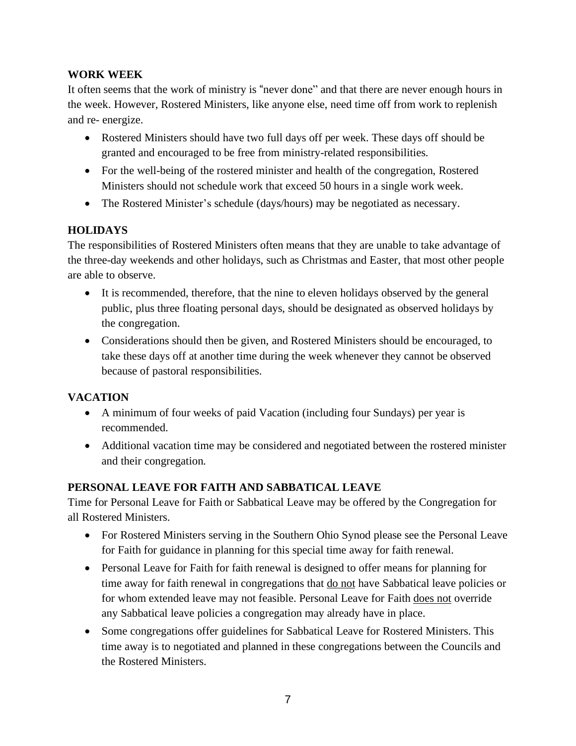## WORK WEEK

It often seems that the work of ministry is "never done" and that there are never enough hours in the week. However, Rostered Ministers, like anyone else, need time off from work to replenish and re- energize.

- Rostered Ministers should have two full days off per week. These days off should be granted and encouraged to be free from ministry-related responsibilities.
- For the well-being of the rostered minister and health of the congregation, Rostered Ministers should not schedule work that exceed 50 hours in a single work week.
- The Rostered Minister's schedule (days/hours) may be negotiated as necessary.

## HOLIDAYS

The responsibilities of Rostered Ministers often means that they are unable to take advantage of the three-day weekends and other holidays, such as Christmas and Easter, that most other people are able to observe.

- It is recommended, therefore, that the nine to eleven holidays observed by the general public, plus three floating personal days, should be designated as observed holidays by the congregation.
- Considerations should then be given, and Rostered Ministers should be encouraged, to take these days off at another time during the week whenever they cannot be observed because of pastoral responsibilities.

## VACATION

- A minimum of four weeks of paid Vacation (including four Sundays) per year is recommended.
- Additional vacation time may be considered and negotiated between the rostered minister and their congregation.

## PERSONAL LEAVE FOR FAITH AND SABBATICAL LEAVE

Time for Personal Leave for Faith or Sabbatical Leave may be offered by the Congregation for all Rostered Ministers.

- For Rostered Ministers serving in the Southern Ohio Synod please see the Personal Leave for Faith for guidance in planning for this special time away for faith renewal.
- Personal Leave for Faith for faith renewal is designed to offer means for planning for time away for faith renewal in congregations that do not have Sabbatical leave policies or for whom extended leave may not feasible. Personal Leave for Faith does not override any Sabbatical leave policies a congregation may already have in place.
- Some congregations offer guidelines for Sabbatical Leave for Rostered Ministers. This time away is to negotiated and planned in these congregations between the Councils and the Rostered Ministers.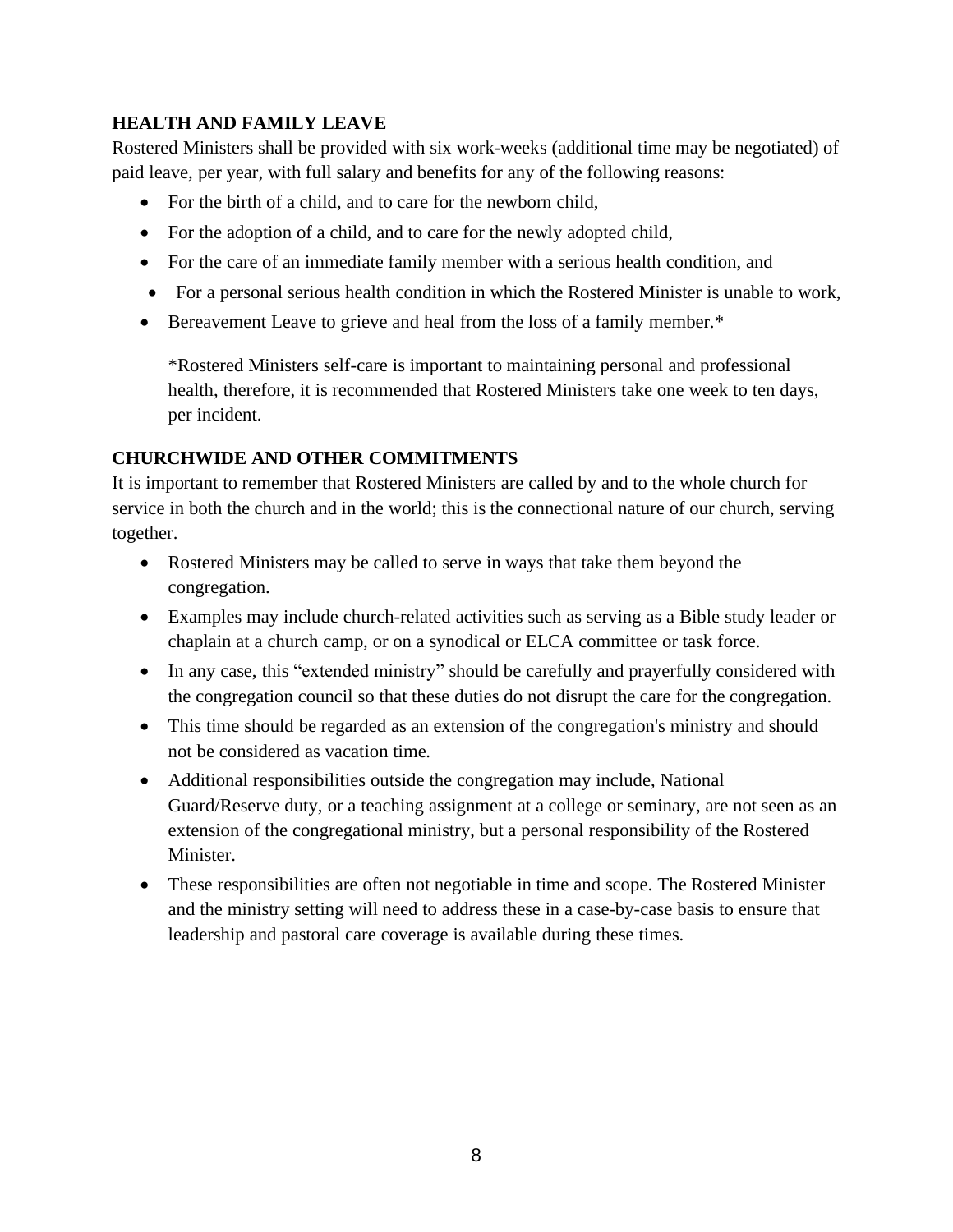**HEALTH AND FAMILY LEAVE**

Rostered Ministers shall be provided with six work-weeks (additional time may be negotiated) of paid leave, per year, with full salary and benefits for any of the following reasons:

- For the birth of a child, and to care for the newborn child,
- For the adoption of a child, and to care for the newly adopted child,
- For the care of an immediate family member with a serious health condition, and
- For a personal serious health condition in which the Rostered Minister is unable to work,
- Bereavement Leave to grieve and heal from the loss of a family member.*

  *Rostered Ministers self-care is important to maintaining personal and professional health, therefore, it is recommended that Rostered Ministers take one week to ten days, per incident.

**CHURCHWIDE AND OTHER COMMITMENTS**

It is important to remember that Rostered Ministers are called by and to the whole church for service in both the church and in the world; this is the connectional nature of our church, serving together.

- Rostered Ministers may be called to serve in ways that take them beyond the congregation.
- Examples may include church-related activities such as serving as a Bible study leader or chaplain at a church camp, or on a synodical or ELCA committee or task force.
- In any case, this "extended ministry" should be carefully and prayerfully considered with the congregation council so that these duties do not disrupt the care for the congregation.
- This time should be regarded as an extension of the congregation's ministry and should not be considered as vacation time.
- Additional responsibilities outside the congregation may include, National Guard/Reserve duty, or a teaching assignment at a college or seminary, are not seen as an extension of the congregational ministry, but a personal responsibility of the Rostered Minister.
- These responsibilities are often not negotiable in time and scope. The Rostered Minister and the ministry setting will need to address these in a case-by-case basis to ensure that leadership and pastoral care coverage is available during these times.